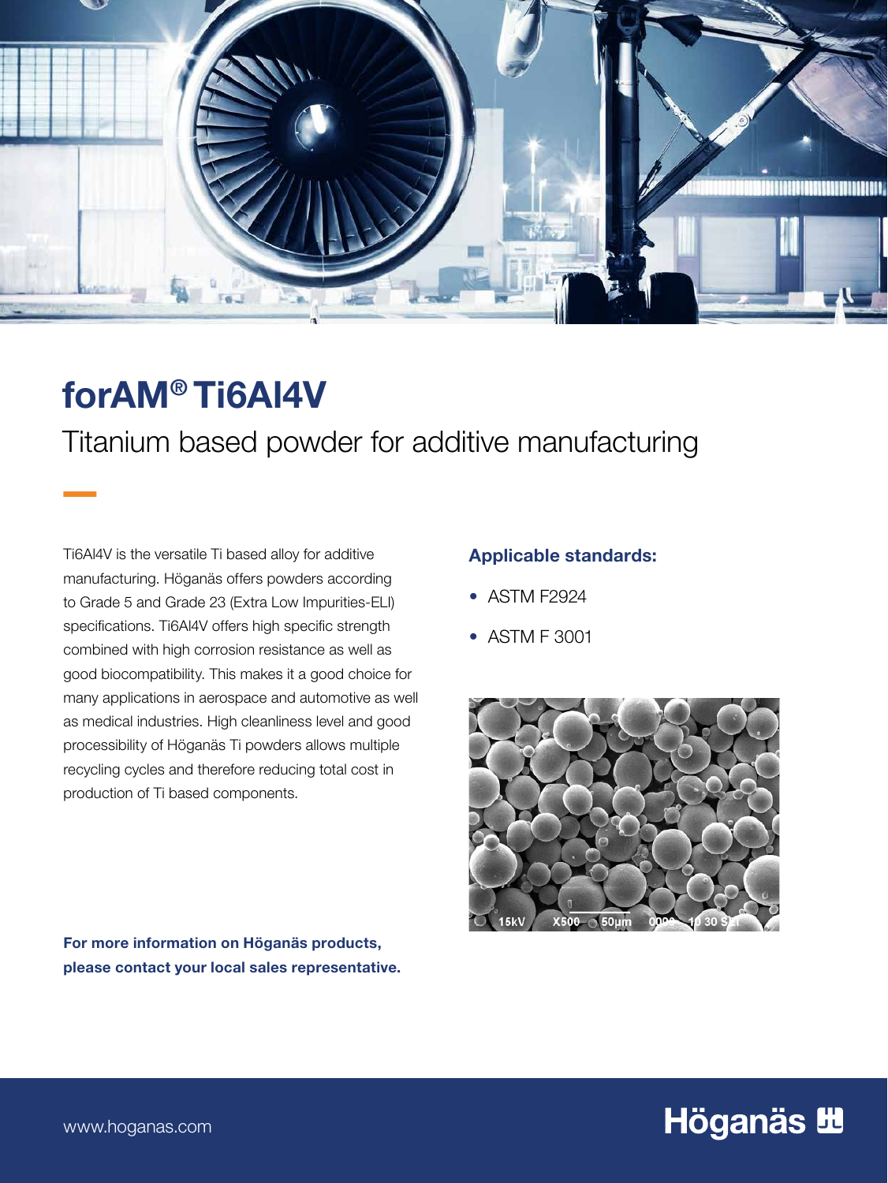# forAM® Ti6Al4V

## Titanium based powder for additive manufacturing

Ti6Al4V is the versatile Ti based alloy for additive manufacturing. Höganäs offers powders according to Grade 5 and Grade 23 (Extra Low Impurities-ELI) specifications. Ti6Al4V offers high specific strength combined with high corrosion resistance as well as good biocompatibility. This makes it a good choice for many applications in aerospace and automotive as well as medical industries. High cleanliness level and good processibility of Höganäs Ti powders allows multiple recycling cycles and therefore reducing total cost in production of Ti based components.

**For more information on Höganäs products, please contact your local sales representative.**

### Applicable standards:

- ASTM F2924
- ASTM F 3001

www.hoganas.com

Höganäs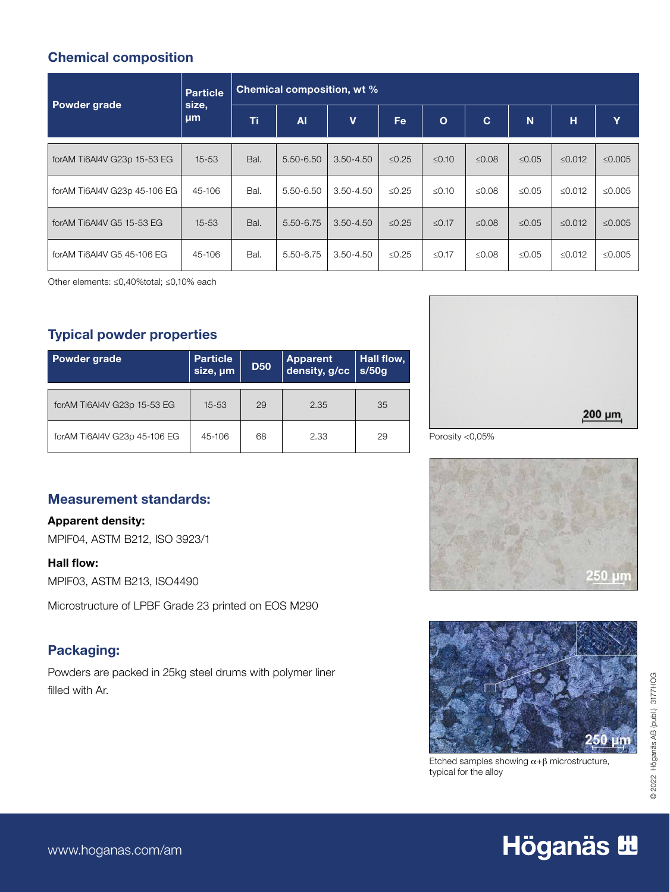## Chemical composition

| Powder grade | Particle size, µm | Chemical composition, wt % | | | | | | | | |
|---|---|---|---|---|---|---|---|---|---|---|
| | | Ti | Al | V | Fe | O | C | N | H | Y |
| forAM Ti6Al4V G23p 15-53 EG | 15-53 | Bal. | 5.50-6.50 | 3.50-4.50 | ≤0.25 | ≤0.10 | ≤0.08 | ≤0.05 | ≤0.012 | ≤0.005 |
| forAM Ti6Al4V G23p 45-106 EG | 45-106 | Bal. | 5.50-6.50 | 3.50-4.50 | ≤0.25 | ≤0.10 | ≤0.08 | ≤0.05 | ≤0.012 | ≤0.005 |
| forAM Ti6Al4V G5 15-53 EG | 15-53 | Bal. | 5.50-6.75 | 3.50-4.50 | ≤0.25 | ≤0.17 | ≤0.08 | ≤0.05 | ≤0.012 | ≤0.005 |
| forAM Ti6Al4V G5 45-106 EG | 45-106 | Bal. | 5.50-6.75 | 3.50-4.50 | ≤0.25 | ≤0.17 | ≤0.08 | ≤0.05 | ≤0.012 | ≤0.005 |

Other elements: ≤0,40%total; ≤0,10% each

## Typical powder properties

| Powder grade | Particle size, µm | D50 | Apparent density, g/cc | Hall flow, s/50g |
|---|---|---|---|---|
| forAM Ti6Al4V G23p 15-53 EG | 15-53 | 29 | 2.35 | 35 |
| forAM Ti6Al4V G23p 45-106 EG | 45-106 | 68 | 2.33 | 29 |

200 µm

Porosity <0,05%

250 µm

## Measurement standards:

**Apparent density:**

MPIF04, ASTM B212, ISO 3923/1

**Hall flow:**

MPIF03, ASTM B213, ISO4490

Microstructure of LPBF Grade 23 printed on EOS M290

## Packaging:

Powders are packed in 25kg steel drums with polymer liner filled with Ar.

250 µm

Etched samples showing $\alpha+\beta$ microstructure, typical for the alloy

© 2022 Höganäs AB (publ.) 3177HOG

www.hoganas.com/am

Höganäs